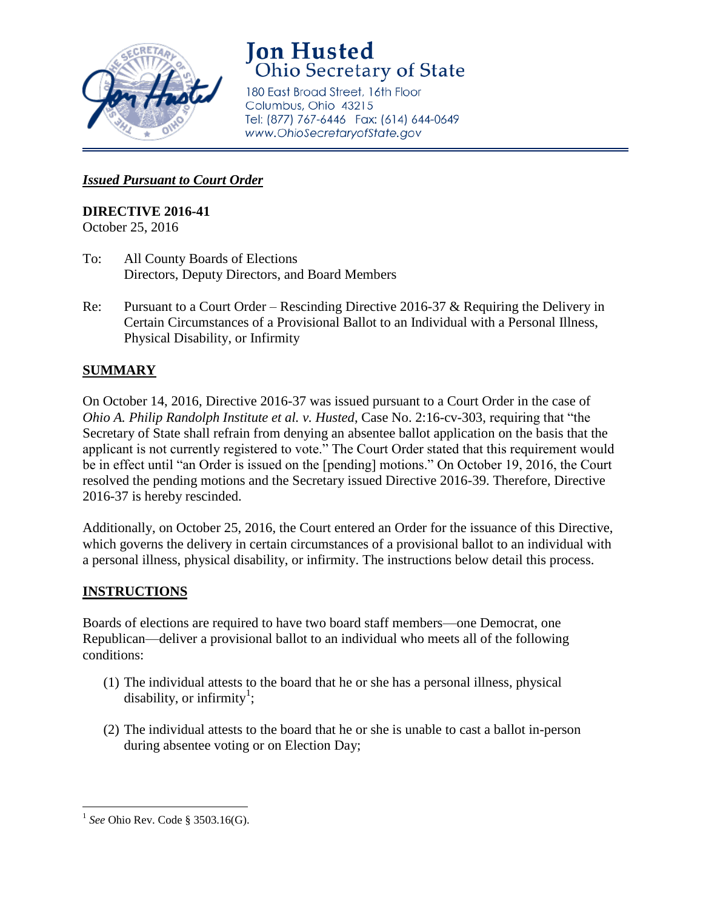# Jon Husted
## Ohio Secretary of State

180 East Broad Street, 16th Floor
Columbus, Ohio 43215
Tel: (877) 767-6446 Fax: (614) 644-0649
www.OhioSecretaryofState.gov

***Issued Pursuant to Court Order***

**DIRECTIVE 2016-41**
October 25, 2016

To: All County Boards of Elections
Directors, Deputy Directors, and Board Members

Re: Pursuant to a Court Order – Rescinding Directive 2016-37 & Requiring the Delivery in Certain Circumstances of a Provisional Ballot to an Individual with a Personal Illness, Physical Disability, or Infirmity

## SUMMARY

On October 14, 2016, Directive 2016-37 was issued pursuant to a Court Order in the case of *Ohio A. Philip Randolph Institute et al. v. Husted*, Case No. 2:16-cv-303, requiring that "the Secretary of State shall refrain from denying an absentee ballot application on the basis that the applicant is not currently registered to vote." The Court Order stated that this requirement would be in effect until "an Order is issued on the [pending] motions." On October 19, 2016, the Court resolved the pending motions and the Secretary issued Directive 2016-39. Therefore, Directive 2016-37 is hereby rescinded.

Additionally, on October 25, 2016, the Court entered an Order for the issuance of this Directive, which governs the delivery in certain circumstances of a provisional ballot to an individual with a personal illness, physical disability, or infirmity. The instructions below detail this process.

## INSTRUCTIONS

Boards of elections are required to have two board staff members—one Democrat, one Republican—deliver a provisional ballot to an individual who meets all of the following conditions:

(1) The individual attests to the board that he or she has a personal illness, physical disability, or infirmity[1];

(2) The individual attests to the board that he or she is unable to cast a ballot in-person during absentee voting or on Election Day;

---

[1] *See* Ohio Rev. Code § 3503.16(G).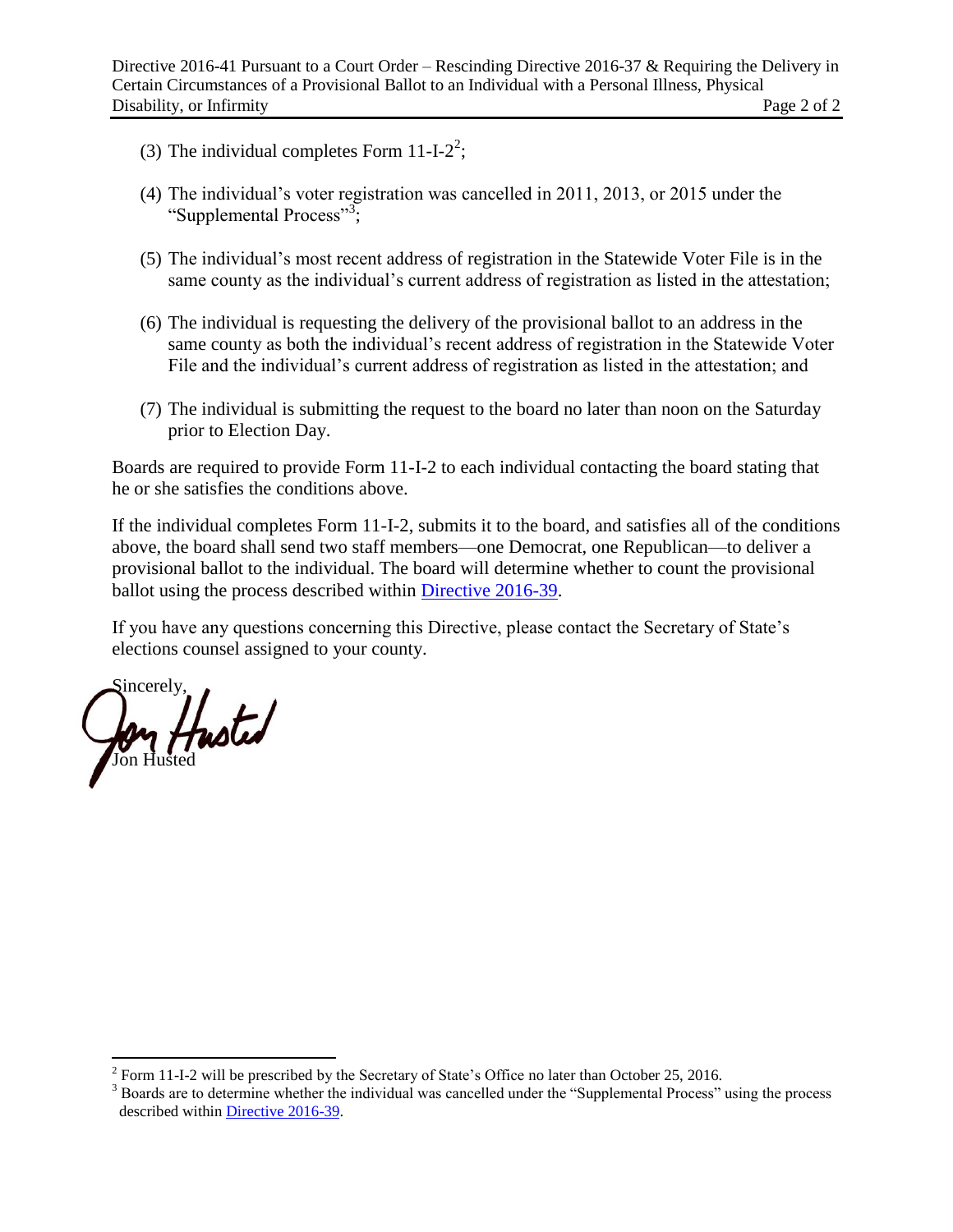(3) The individual completes Form 11-I-2[2];

(4) The individual's voter registration was cancelled in 2011, 2013, or 2015 under the "Supplemental Process"[3];

(5) The individual's most recent address of registration in the Statewide Voter File is in the same county as the individual's current address of registration as listed in the attestation;

(6) The individual is requesting the delivery of the provisional ballot to an address in the same county as both the individual's recent address of registration in the Statewide Voter File and the individual's current address of registration as listed in the attestation; and

(7) The individual is submitting the request to the board no later than noon on the Saturday prior to Election Day.

Boards are required to provide Form 11-I-2 to each individual contacting the board stating that he or she satisfies the conditions above.

If the individual completes Form 11-I-2, submits it to the board, and satisfies all of the conditions above, the board shall send two staff members—one Democrat, one Republican—to deliver a provisional ballot to the individual. The board will determine whether to count the provisional ballot using the process described within Directive 2016-39.

If you have any questions concerning this Directive, please contact the Secretary of State's elections counsel assigned to your county.

Sincerely,

Jon Husted

---

[2] Form 11-I-2 will be prescribed by the Secretary of State's Office no later than October 25, 2016.

[3] Boards are to determine whether the individual was cancelled under the "Supplemental Process" using the process described within Directive 2016-39.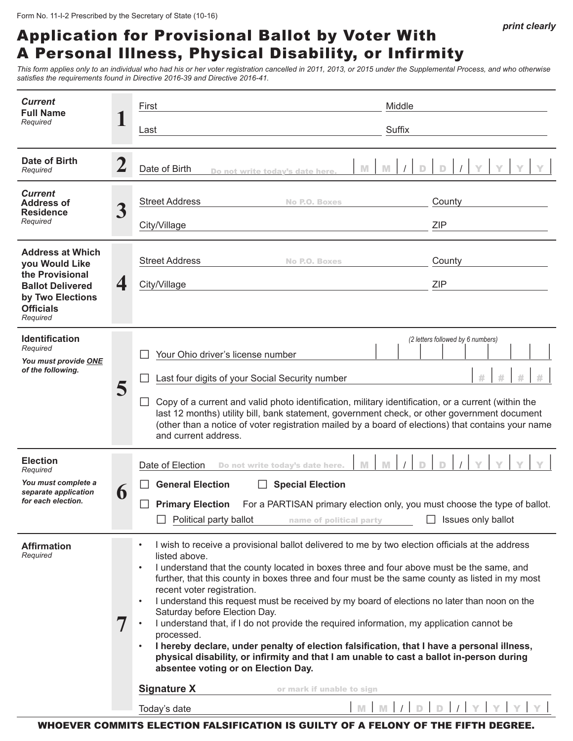Form No. 11-I-2 Prescribed by the Secretary of State (10-16)

*print clearly*

# Application for Provisional Ballot by Voter With A Personal Illness, Physical Disability, or Infirmity

*This form applies only to an individual who had his or her voter registration cancelled in 2011, 2013, or 2015 under the Supplemental Process, and who otherwise satisfies the requirements found in Directive 2016-39 and Directive 2016-41.*

| | | |
|---|---|---|
| ***Current* Full Name** *Required* | **1** | First ____________ Middle ____________<br>Last ____________ Suffix ____________ |
| **Date of Birth** *Required* | **2** | Date of Birth Do not write today's date here. M M / D D / Y Y Y Y |
| ***Current* Address of Residence** *Required* | **3** | Street Address No P.O. Boxes ____________ County ____________<br>City/Village ____________ ZIP ____________ |
| **Address at Which you Would Like the Provisional Ballot Delivered by Two Elections Officials** *Required* | **4** | Street Address No P.O. Boxes ____________ County ____________<br>City/Village ____________ ZIP ____________ |
| **Identification** *Required*<br>***You must provide ONE of the following.*** | **5** | ☐ Your Ohio driver's license number (2 letters followed by 6 numbers)<br>☐ Last four digits of your Social Security number # # # #<br>☐ Copy of a current and valid photo identification, military identification, or a current (within the last 12 months) utility bill, bank statement, government check, or other government document (other than a notice of voter registration mailed by a board of elections) that contains your name and current address. |
| **Election** *Required*<br>***You must complete a separate application for each election.*** | **6** | Date of Election Do not write today's date here. M M / D D / Y Y Y Y<br>☐ **General Election** ☐ **Special Election**<br>☐ **Primary Election** For a PARTISAN primary election only, you must choose the type of ballot.<br>☐ Political party ballot name of political party ☐ Issues only ballot |
| **Affirmation** *Required* | **7** | • I wish to receive a provisional ballot delivered to me by two election officials at the address listed above.<br>• I understand that the county located in boxes three and four above must be the same, and further, that this county in boxes three and four must be the same county as listed in my most recent voter registration.<br>• I understand this request must be received by my board of elections no later than noon on the Saturday before Election Day.<br>• I understand that, if I do not provide the required information, my application cannot be processed.<br>• **I hereby declare, under penalty of election falsification, that I have a personal illness, physical disability, or infirmity and that I am unable to cast a ballot in-person during absentee voting or on Election Day.**<br>**Signature X** or mark if unable to sign<br>Today's date M M / D D / Y Y Y Y |

**WHOEVER COMMITS ELECTION FALSIFICATION IS GUILTY OF A FELONY OF THE FIFTH DEGREE.**